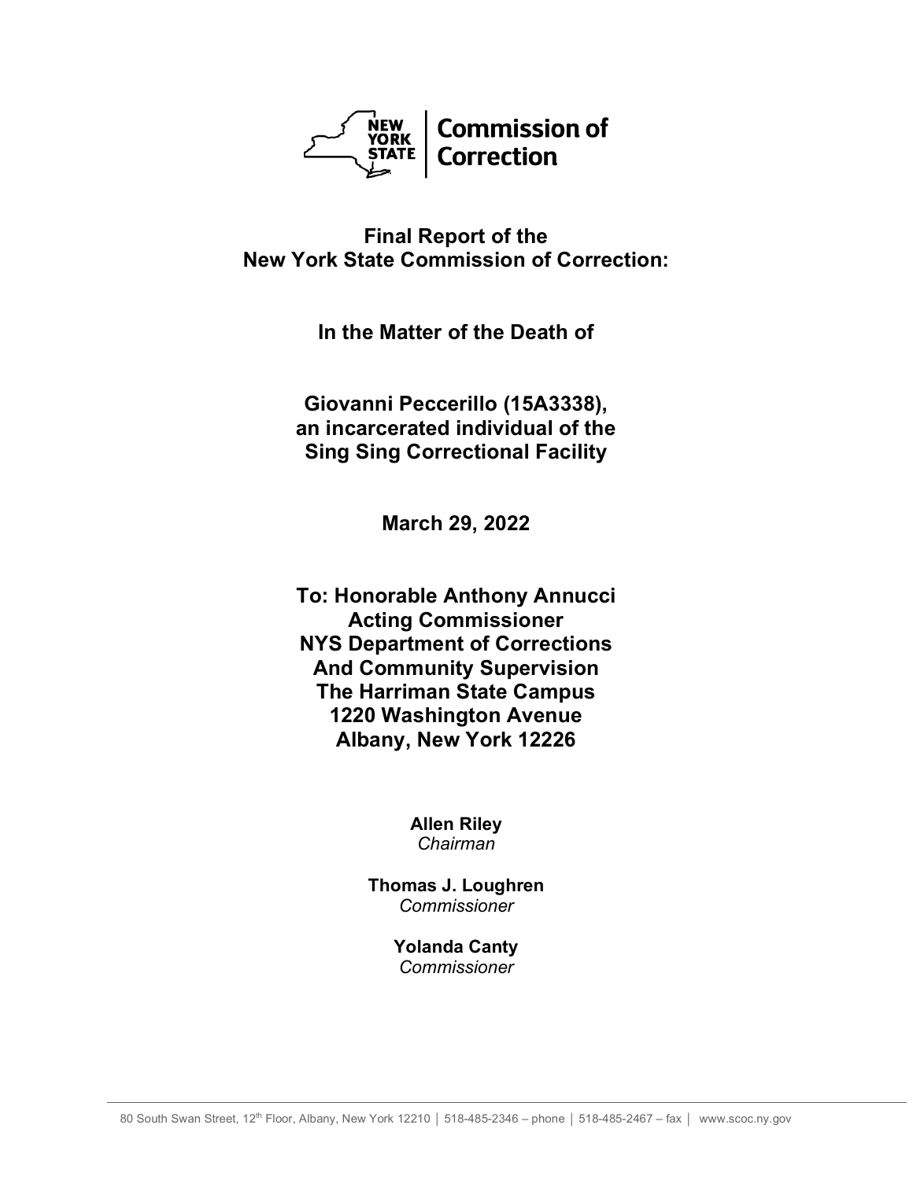NEW YORK STATE | **Commission of Correction**

# Final Report of the New York State Commission of Correction:

## In the Matter of the Death of

## Giovanni Peccerillo (15A3338), an incarcerated individual of the Sing Sing Correctional Facility

**March 29, 2022**

**To: Honorable Anthony Annucci**
**Acting Commissioner**
**NYS Department of Corrections**
**And Community Supervision**
**The Harriman State Campus**
**1220 Washington Avenue**
**Albany, New York 12226**

**Allen Riley**
*Chairman*

**Thomas J. Loughren**
*Commissioner*

**Yolanda Canty**
*Commissioner*

80 South Swan Street, 12th Floor, Albany, New York 12210 │ 518-485-2346 – phone │ 518-485-2467 – fax │ www.scoc.ny.gov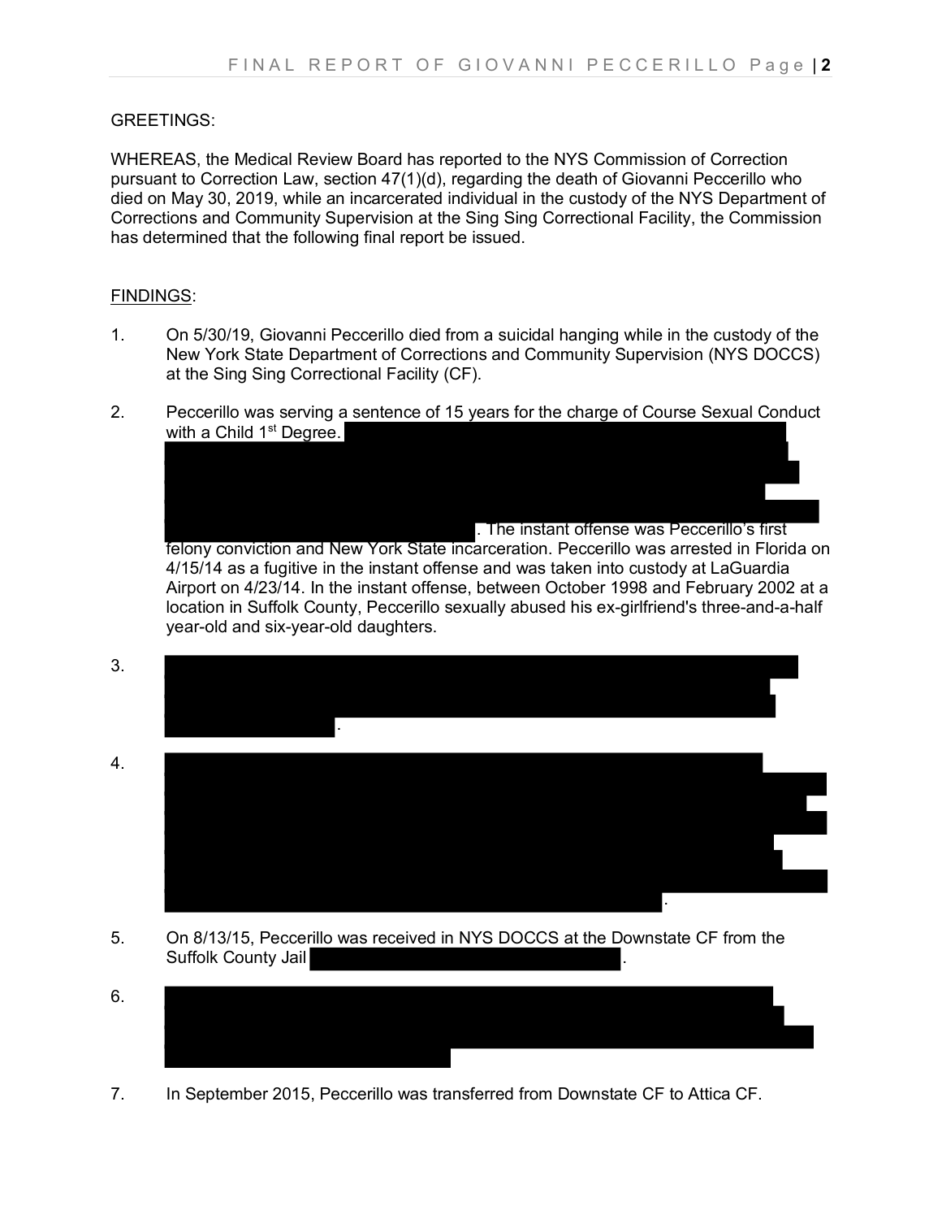GREETINGS:

WHEREAS, the Medical Review Board has reported to the NYS Commission of Correction pursuant to Correction Law, section 47(1)(d), regarding the death of Giovanni Peccerillo who died on May 30, 2019, while an incarcerated individual in the custody of the NYS Department of Corrections and Community Supervision at the Sing Sing Correctional Facility, the Commission has determined that the following final report be issued.

FINDINGS:

1. On 5/30/19, Giovanni Peccerillo died from a suicidal hanging while in the custody of the New York State Department of Corrections and Community Supervision (NYS DOCCS) at the Sing Sing Correctional Facility (CF).

2. Peccerillo was serving a sentence of 15 years for the charge of Course Sexual Conduct with a Child 1st Degree. [REDACTED]. The instant offense was Peccerillo's first felony conviction and New York State incarceration. Peccerillo was arrested in Florida on 4/15/14 as a fugitive in the instant offense and was taken into custody at LaGuardia Airport on 4/23/14. In the instant offense, between October 1998 and February 2002 at a location in Suffolk County, Peccerillo sexually abused his ex-girlfriend's three-and-a-half year-old and six-year-old daughters.

3. [REDACTED].

4. [REDACTED].

5. On 8/13/15, Peccerillo was received in NYS DOCCS at the Downstate CF from the Suffolk County Jail [REDACTED].

6. [REDACTED]

7. In September 2015, Peccerillo was transferred from Downstate CF to Attica CF.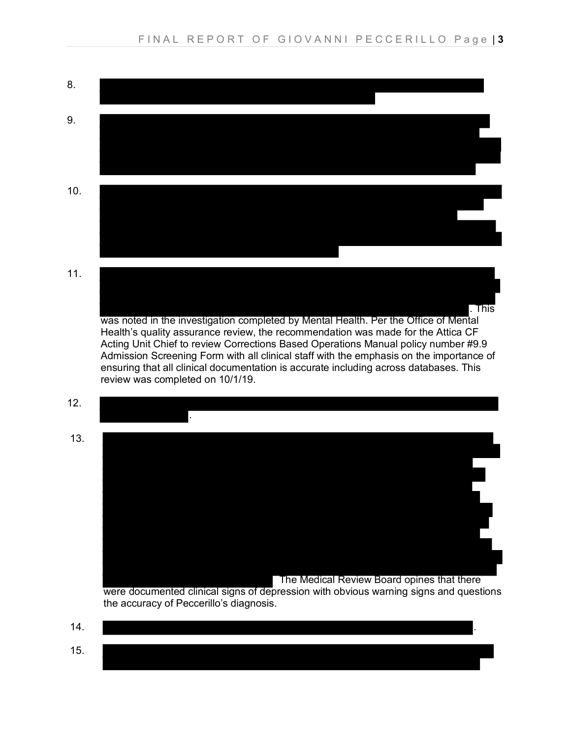8.

9.

10.

11. . This was noted in the investigation completed by Mental Health. Per the Office of Mental Health's quality assurance review, the recommendation was made for the Attica CF Acting Unit Chief to review Corrections Based Operations Manual policy number #9.9 Admission Screening Form with all clinical staff with the emphasis on the importance of ensuring that all clinical documentation is accurate including across databases. This review was completed on 10/1/19.

12. .

13. The Medical Review Board opines that there were documented clinical signs of depression with obvious warning signs and questions the accuracy of Peccerillo's diagnosis.

14. .

15.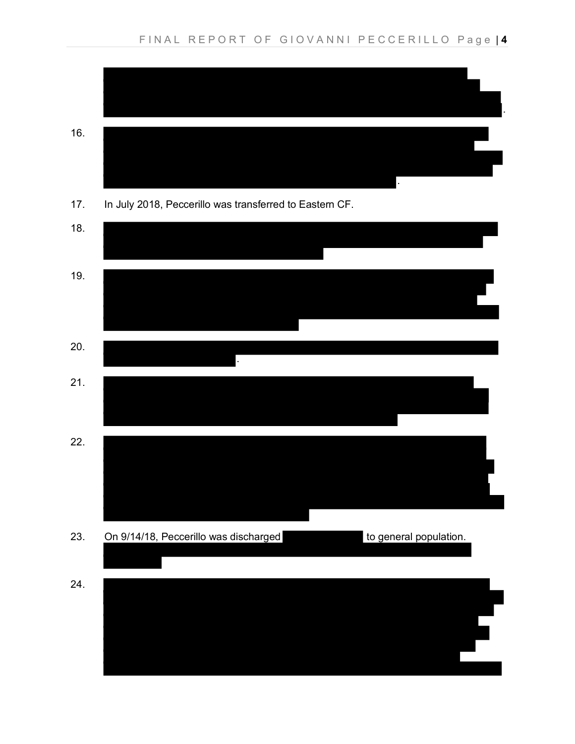.

16. .

17. In July 2018, Peccerillo was transferred to Eastern CF.

18.

19.

20. .

21.

22.

23. On 9/14/18, Peccerillo was discharged to general population.

24.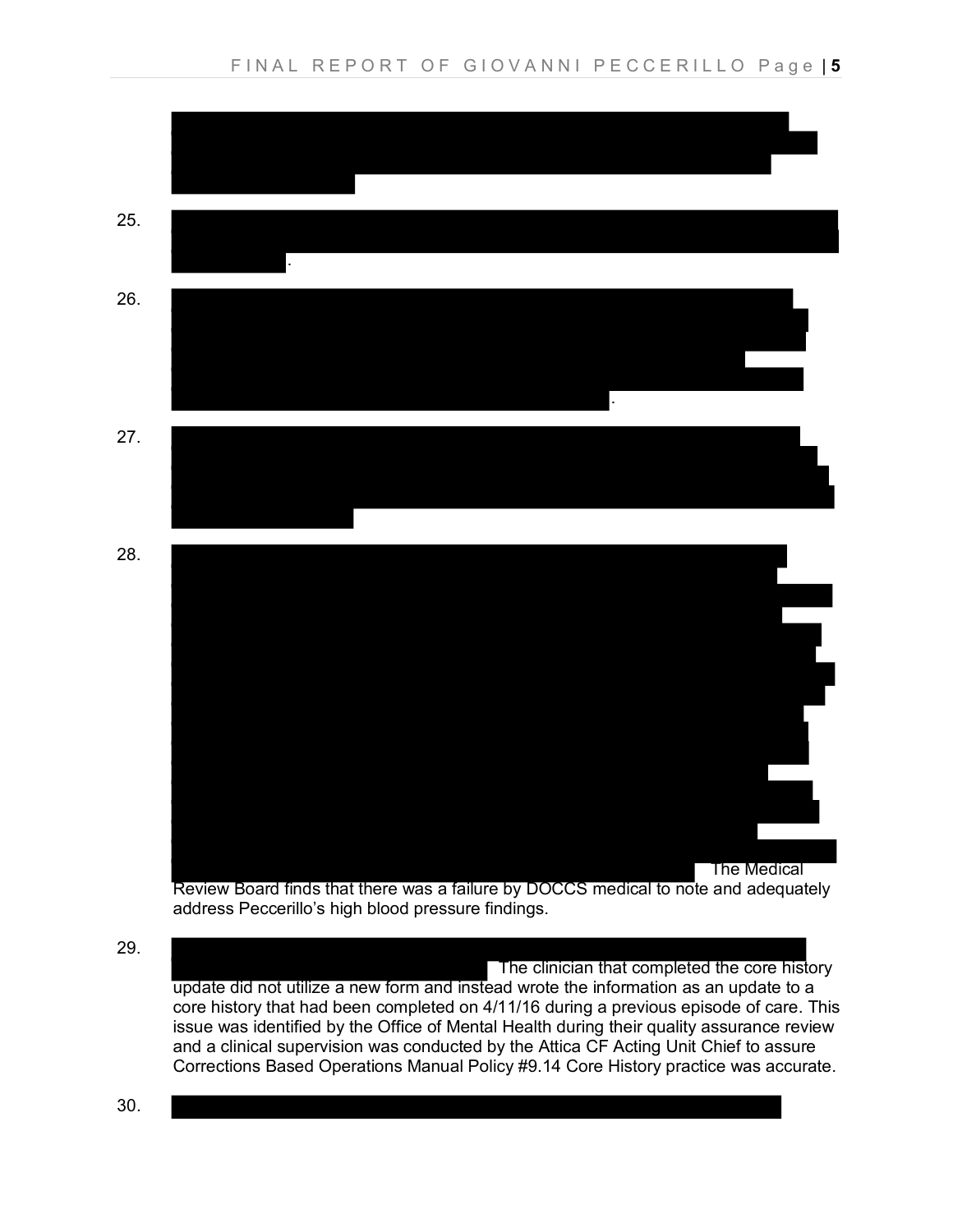25. .

26. .

27.

28. The Medical Review Board finds that there was a failure by DOCCS medical to note and adequately address Peccerillo's high blood pressure findings.

29. The clinician that completed the core history update did not utilize a new form and instead wrote the information as an update to a core history that had been completed on 4/11/16 during a previous episode of care. This issue was identified by the Office of Mental Health during their quality assurance review and a clinical supervision was conducted by the Attica CF Acting Unit Chief to assure Corrections Based Operations Manual Policy #9.14 Core History practice was accurate.

30.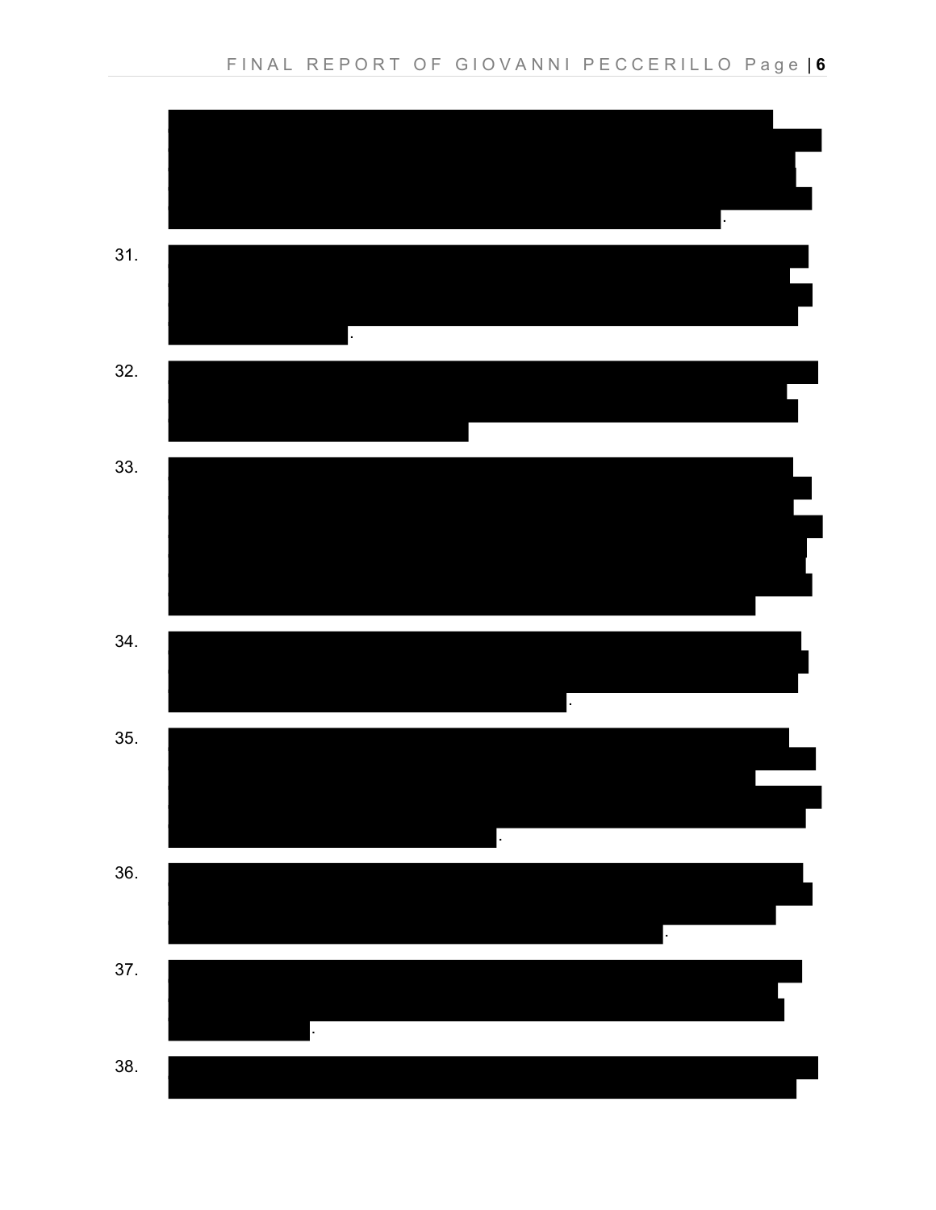.

31. .

32.

33.

34. .

35. .

36. .

37. .

38.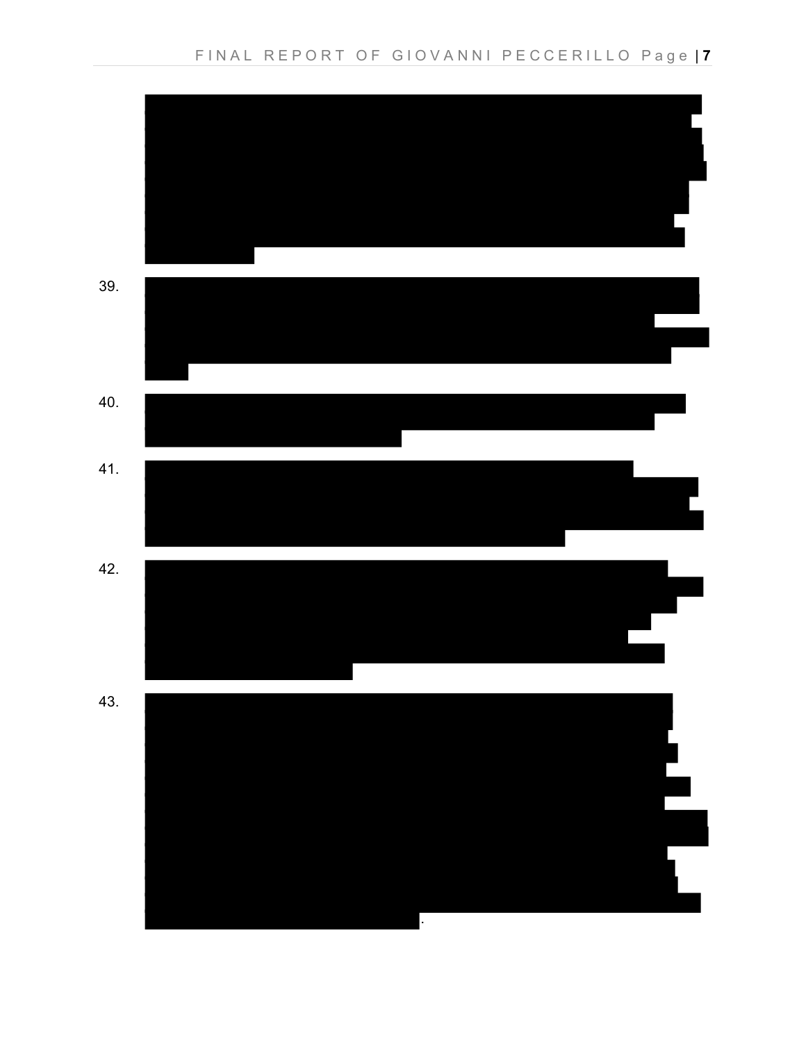39.

40.

41.

42.

43. .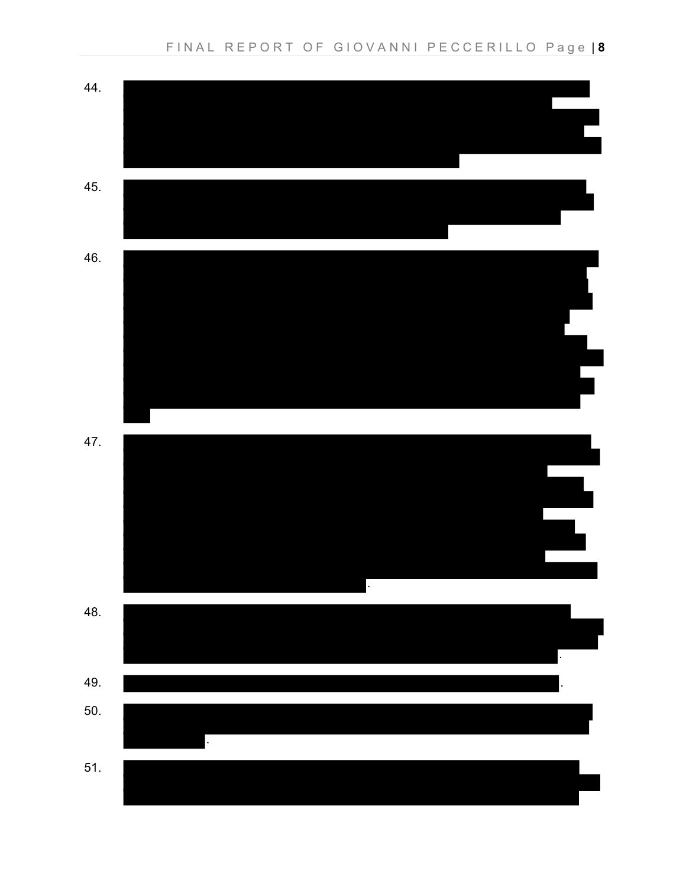44.

45.

46.

47. .

48. .

49. .

50. .

51.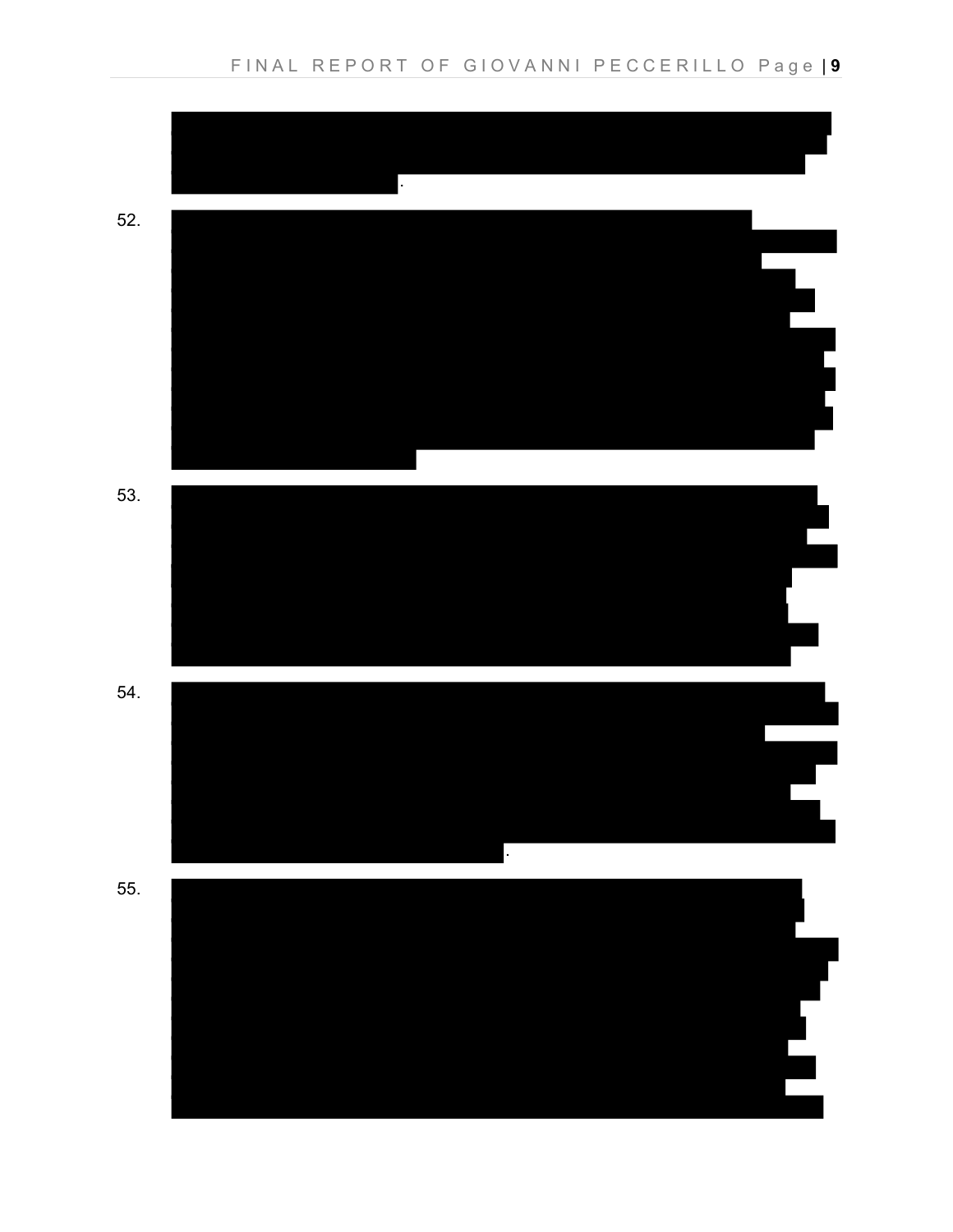.

52.

53.

54.

.

55.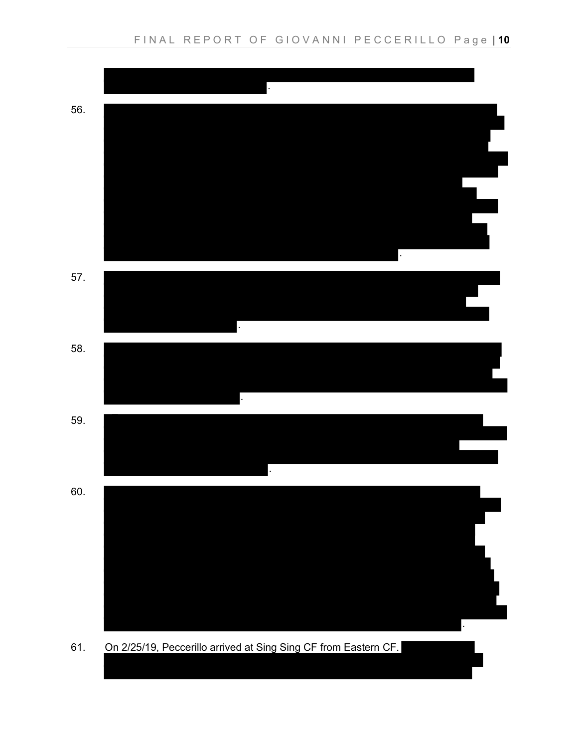.

56. .

57. .

58. .

59. .

60. .

61. On 2/25/19, Peccerillo arrived at Sing Sing CF from Eastern CF.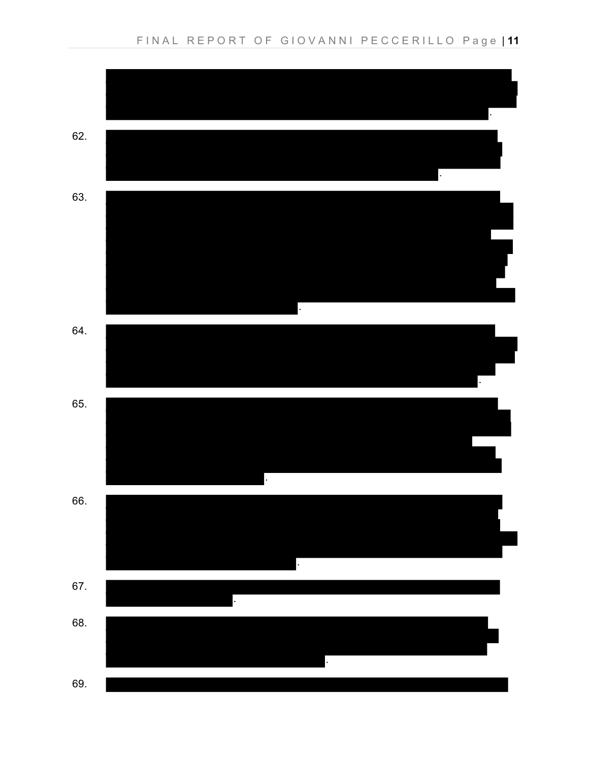.

62. .

63. .

64. .

65. .

66. .

67. .

68. .

69.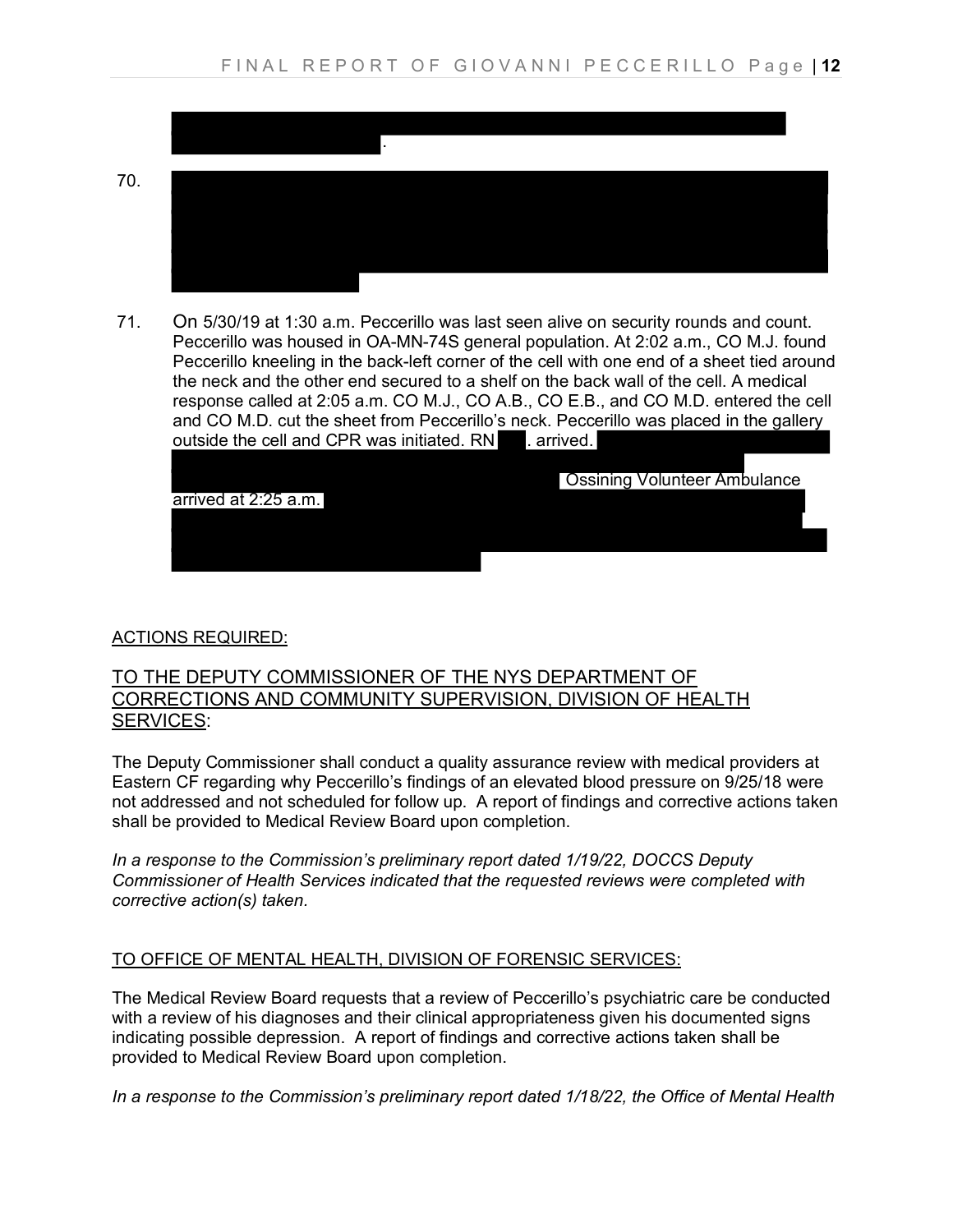.

70.

71. On 5/30/19 at 1:30 a.m. Peccerillo was last seen alive on security rounds and count. Peccerillo was housed in OA-MN-74S general population. At 2:02 a.m., CO M.J. found Peccerillo kneeling in the back-left corner of the cell with one end of a sheet tied around the neck and the other end secured to a shelf on the back wall of the cell. A medical response called at 2:05 a.m. CO M.J., CO A.B., CO E.B., and CO M.D. entered the cell and CO M.D. cut the sheet from Peccerillo's neck. Peccerillo was placed in the gallery outside the cell and CPR was initiated. RN . arrived. Ossining Volunteer Ambulance arrived at 2:25 a.m.

ACTIONS REQUIRED:

## TO THE DEPUTY COMMISSIONER OF THE NYS DEPARTMENT OF CORRECTIONS AND COMMUNITY SUPERVISION, DIVISION OF HEALTH SERVICES:

The Deputy Commissioner shall conduct a quality assurance review with medical providers at Eastern CF regarding why Peccerillo's findings of an elevated blood pressure on 9/25/18 were not addressed and not scheduled for follow up. A report of findings and corrective actions taken shall be provided to Medical Review Board upon completion.

*In a response to the Commission's preliminary report dated 1/19/22, DOCCS Deputy Commissioner of Health Services indicated that the requested reviews were completed with corrective action(s) taken.*

TO OFFICE OF MENTAL HEALTH, DIVISION OF FORENSIC SERVICES:

The Medical Review Board requests that a review of Peccerillo's psychiatric care be conducted with a review of his diagnoses and their clinical appropriateness given his documented signs indicating possible depression. A report of findings and corrective actions taken shall be provided to Medical Review Board upon completion.

*In a response to the Commission's preliminary report dated 1/18/22, the Office of Mental Health*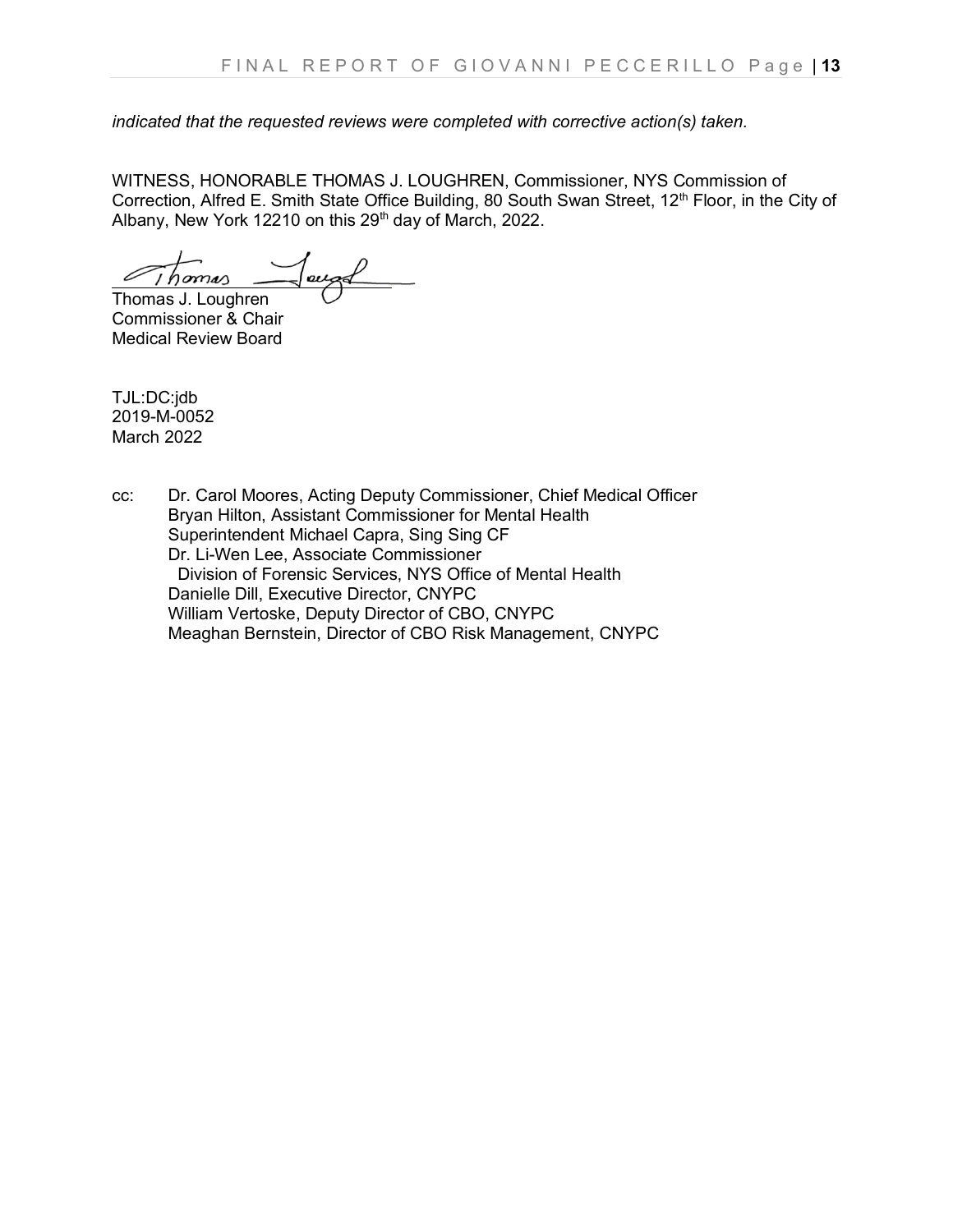*indicated that the requested reviews were completed with corrective action(s) taken.*

WITNESS, HONORABLE THOMAS J. LOUGHREN, Commissioner, NYS Commission of Correction, Alfred E. Smith State Office Building, 80 South Swan Street, 12th Floor, in the City of Albany, New York 12210 on this 29th day of March, 2022.

Thomas J. Loughren
Commissioner & Chair
Medical Review Board

TJL:DC:jdb
2019-M-0052
March 2022

cc: Dr. Carol Moores, Acting Deputy Commissioner, Chief Medical Officer
Bryan Hilton, Assistant Commissioner for Mental Health
Superintendent Michael Capra, Sing Sing CF
Dr. Li-Wen Lee, Associate Commissioner
Division of Forensic Services, NYS Office of Mental Health
Danielle Dill, Executive Director, CNYPC
William Vertoske, Deputy Director of CBO, CNYPC
Meaghan Bernstein, Director of CBO Risk Management, CNYPC